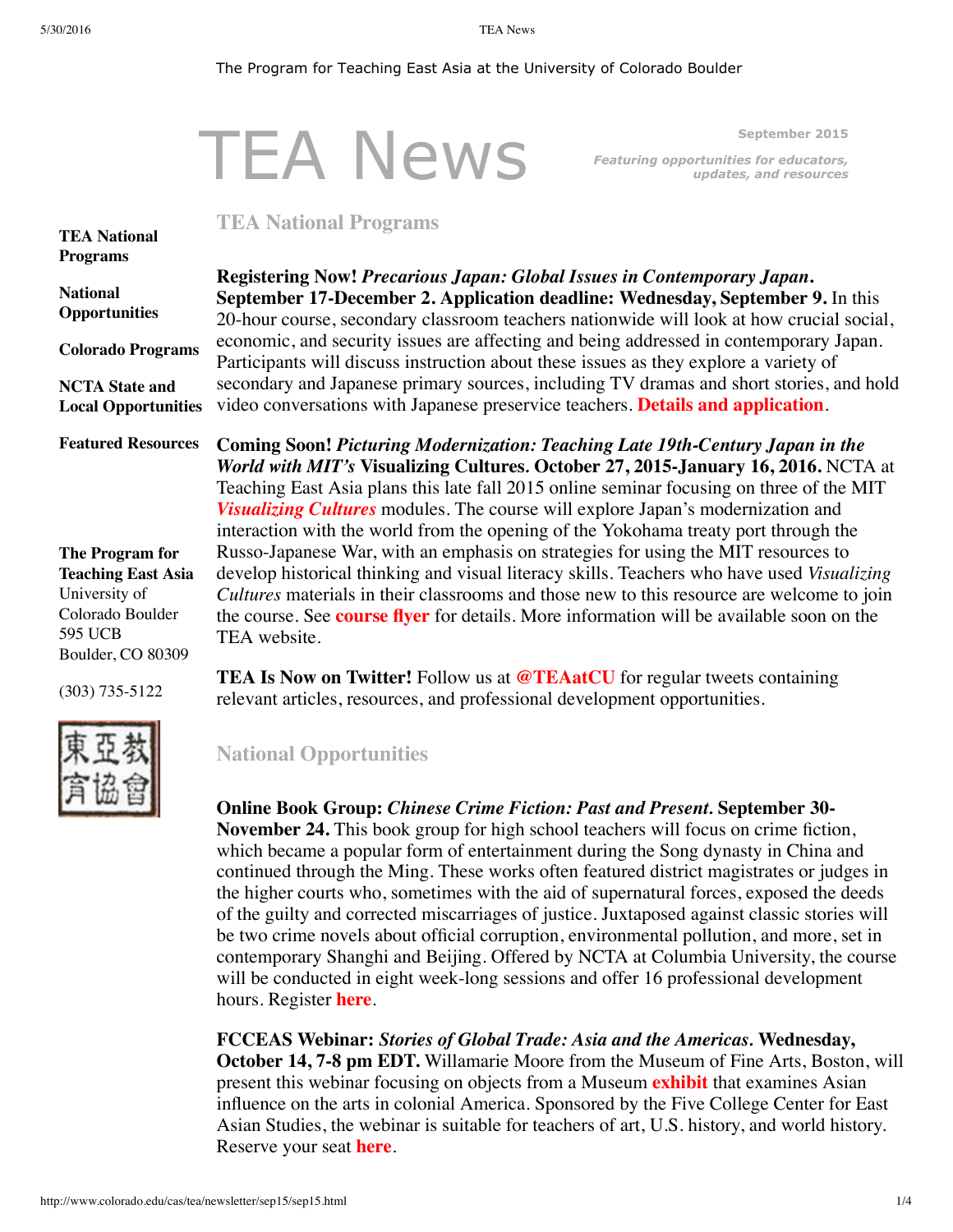The Program for Teaching East Asia at the University of Colorado Boulder

# TEA News

**September 2015**

***Featuring opportunities for educators, updates, and resources***

**TEA National Programs**

**National Opportunities**

**Colorado Programs**

**NCTA State and Local Opportunities**

**Featured Resources**

**The Program for Teaching East Asia**
University of Colorado Boulder
595 UCB
Boulder, CO 80309

(303) 735-5122

## TEA National Programs

**Registering Now! *Precarious Japan: Global Issues in Contemporary Japan*. September 17-December 2. Application deadline: Wednesday, September 9.** In this 20-hour course, secondary classroom teachers nationwide will look at how crucial social, economic, and security issues are affecting and being addressed in contemporary Japan. Participants will discuss instruction about these issues as they explore a variety of secondary and Japanese primary sources, including TV dramas and short stories, and hold video conversations with Japanese preservice teachers. **Details and application**.

**Coming Soon! *Picturing Modernization: Teaching Late 19th-Century Japan in the World with MIT's* Visualizing Cultures. October 27, 2015-January 16, 2016.** NCTA at Teaching East Asia plans this late fall 2015 online seminar focusing on three of the MIT ***Visualizing Cultures*** modules. The course will explore Japan's modernization and interaction with the world from the opening of the Yokohama treaty port through the Russo-Japanese War, with an emphasis on strategies for using the MIT resources to develop historical thinking and visual literacy skills. Teachers who have used *Visualizing Cultures* materials in their classrooms and those new to this resource are welcome to join the course. See **course flyer** for details. More information will be available soon on the TEA website.

**TEA Is Now on Twitter!** Follow us at **@TEAatCU** for regular tweets containing relevant articles, resources, and professional development opportunities.

## National Opportunities

**Online Book Group: *Chinese Crime Fiction: Past and Present*. September 30-November 24.** This book group for high school teachers will focus on crime fiction, which became a popular form of entertainment during the Song dynasty in China and continued through the Ming. These works often featured district magistrates or judges in the higher courts who, sometimes with the aid of supernatural forces, exposed the deeds of the guilty and corrected miscarriages of justice. Juxtaposed against classic stories will be two crime novels about official corruption, environmental pollution, and more, set in contemporary Shanghi and Beijing. Offered by NCTA at Columbia University, the course will be conducted in eight week-long sessions and offer 16 professional development hours. Register **here**.

**FCCEAS Webinar: *Stories of Global Trade: Asia and the Americas*. Wednesday, October 14, 7-8 pm EDT.** Willamarie Moore from the Museum of Fine Arts, Boston, will present this webinar focusing on objects from a Museum **exhibit** that examines Asian influence on the arts in colonial America. Sponsored by the Five College Center for East Asian Studies, the webinar is suitable for teachers of art, U.S. history, and world history. Reserve your seat **here**.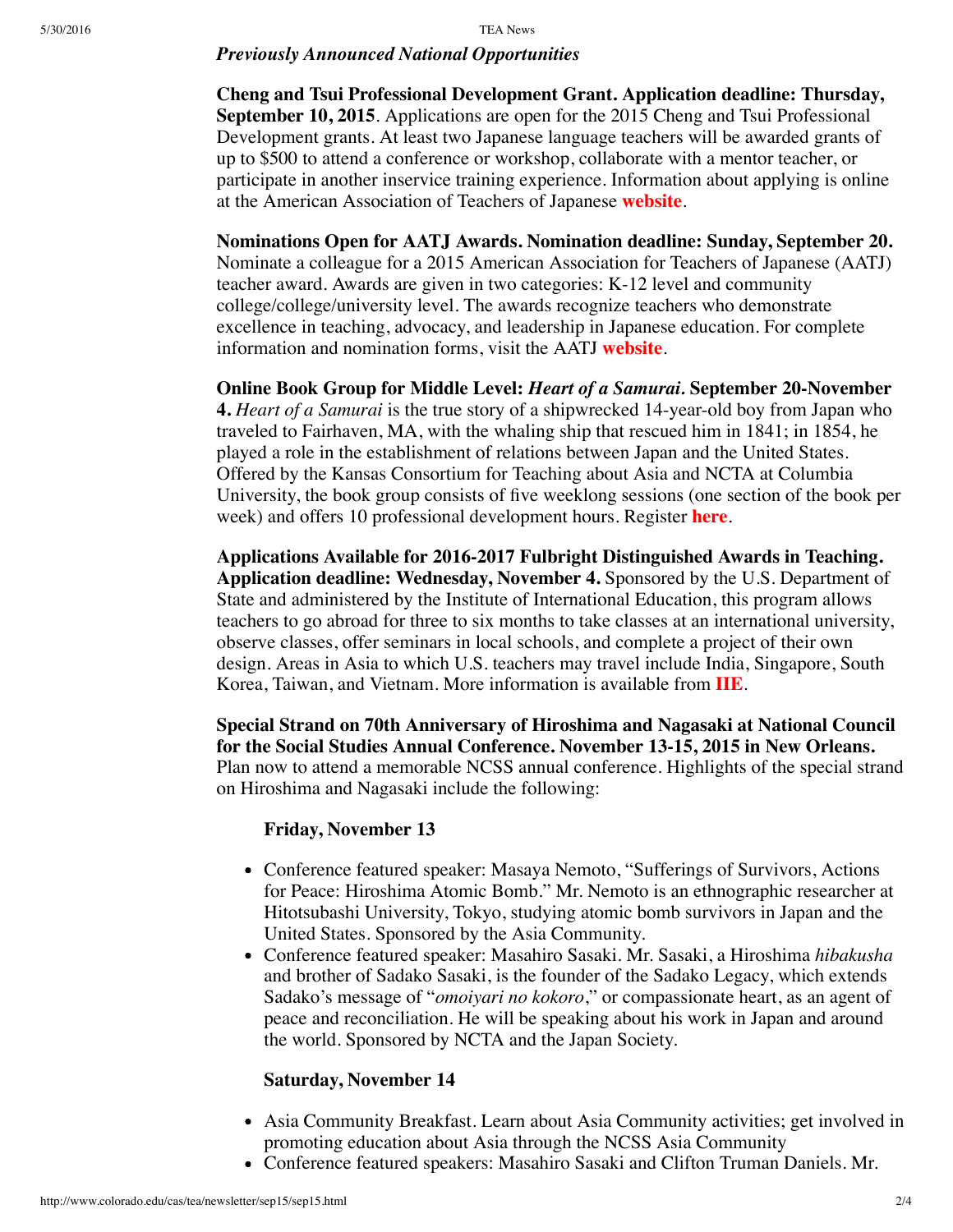***Previously Announced National Opportunities***

**Cheng and Tsui Professional Development Grant. Application deadline: Thursday, September 10, 2015**. Applications are open for the 2015 Cheng and Tsui Professional Development grants. At least two Japanese language teachers will be awarded grants of up to $500 to attend a conference or workshop, collaborate with a mentor teacher, or participate in another inservice training experience. Information about applying is online at the American Association of Teachers of Japanese **website**.

**Nominations Open for AATJ Awards. Nomination deadline: Sunday, September 20.** Nominate a colleague for a 2015 American Association for Teachers of Japanese (AATJ) teacher award. Awards are given in two categories: K-12 level and community college/college/university level. The awards recognize teachers who demonstrate excellence in teaching, advocacy, and leadership in Japanese education. For complete information and nomination forms, visit the AATJ **website**.

**Online Book Group for Middle Level: *Heart of a Samurai*. September 20-November 4.** *Heart of a Samurai* is the true story of a shipwrecked 14-year-old boy from Japan who traveled to Fairhaven, MA, with the whaling ship that rescued him in 1841; in 1854, he played a role in the establishment of relations between Japan and the United States. Offered by the Kansas Consortium for Teaching about Asia and NCTA at Columbia University, the book group consists of five weeklong sessions (one section of the book per week) and offers 10 professional development hours. Register **here**.

**Applications Available for 2016-2017 Fulbright Distinguished Awards in Teaching. Application deadline: Wednesday, November 4.** Sponsored by the U.S. Department of State and administered by the Institute of International Education, this program allows teachers to go abroad for three to six months to take classes at an international university, observe classes, offer seminars in local schools, and complete a project of their own design. Areas in Asia to which U.S. teachers may travel include India, Singapore, South Korea, Taiwan, and Vietnam. More information is available from **IIE**.

**Special Strand on 70th Anniversary of Hiroshima and Nagasaki at National Council for the Social Studies Annual Conference. November 13-15, 2015 in New Orleans.** Plan now to attend a memorable NCSS annual conference. Highlights of the special strand on Hiroshima and Nagasaki include the following:

**Friday, November 13**

- Conference featured speaker: Masaya Nemoto, "Sufferings of Survivors, Actions for Peace: Hiroshima Atomic Bomb." Mr. Nemoto is an ethnographic researcher at Hitotsubashi University, Tokyo, studying atomic bomb survivors in Japan and the United States. Sponsored by the Asia Community.
- Conference featured speaker: Masahiro Sasaki. Mr. Sasaki, a Hiroshima *hibakusha* and brother of Sadako Sasaki, is the founder of the Sadako Legacy, which extends Sadako's message of "*omoiyari no kokoro*," or compassionate heart, as an agent of peace and reconciliation. He will be speaking about his work in Japan and around the world. Sponsored by NCTA and the Japan Society.

**Saturday, November 14**

- Asia Community Breakfast. Learn about Asia Community activities; get involved in promoting education about Asia through the NCSS Asia Community
- Conference featured speakers: Masahiro Sasaki and Clifton Truman Daniels. Mr.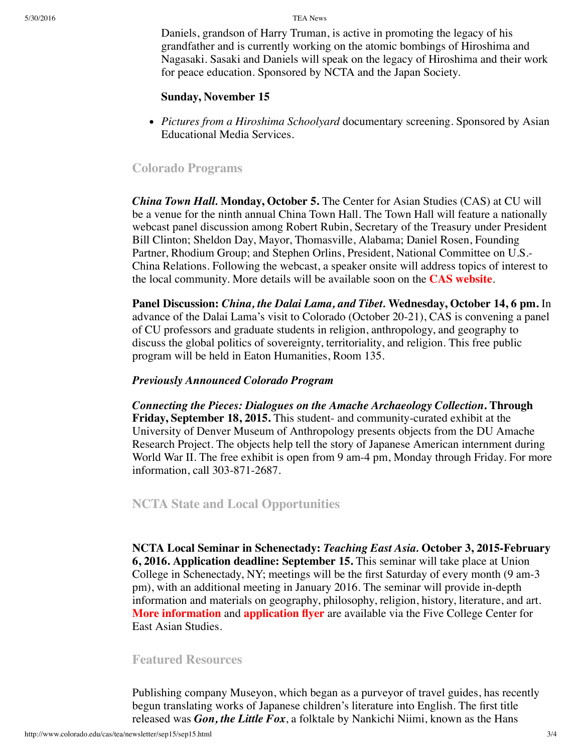Daniels, grandson of Harry Truman, is active in promoting the legacy of his grandfather and is currently working on the atomic bombings of Hiroshima and Nagasaki. Sasaki and Daniels will speak on the legacy of Hiroshima and their work for peace education. Sponsored by NCTA and the Japan Society.

**Sunday, November 15**

- *Pictures from a Hiroshima Schoolyard* documentary screening. Sponsored by Asian Educational Media Services.

## Colorado Programs

***China Town Hall.* Monday, October 5.** The Center for Asian Studies (CAS) at CU will be a venue for the ninth annual China Town Hall. The Town Hall will feature a nationally webcast panel discussion among Robert Rubin, Secretary of the Treasury under President Bill Clinton; Sheldon Day, Mayor, Thomasville, Alabama; Daniel Rosen, Founding Partner, Rhodium Group; and Stephen Orlins, President, National Committee on U.S.-China Relations. Following the webcast, a speaker onsite will address topics of interest to the local community. More details will be available soon on the **CAS website**.

**Panel Discussion: *China, the Dalai Lama, and Tibet.* Wednesday, October 14, 6 pm.** In advance of the Dalai Lama's visit to Colorado (October 20-21), CAS is convening a panel of CU professors and graduate students in religion, anthropology, and geography to discuss the global politics of sovereignty, territoriality, and religion. This free public program will be held in Eaton Humanities, Room 135.

***Previously Announced Colorado Program***

***Connecting the Pieces: Dialogues on the Amache Archaeology Collection*. Through Friday, September 18, 2015.** This student- and community-curated exhibit at the University of Denver Museum of Anthropology presents objects from the DU Amache Research Project. The objects help tell the story of Japanese American internment during World War II. The free exhibit is open from 9 am-4 pm, Monday through Friday. For more information, call 303-871-2687.

## NCTA State and Local Opportunities

**NCTA Local Seminar in Schenectady: *Teaching East Asia.* October 3, 2015-February 6, 2016. Application deadline: September 15.** This seminar will take place at Union College in Schenectady, NY; meetings will be the first Saturday of every month (9 am-3 pm), with an additional meeting in January 2016. The seminar will provide in-depth information and materials on geography, philosophy, religion, history, literature, and art. **More information** and **application flyer** are available via the Five College Center for East Asian Studies.

## Featured Resources

Publishing company Museyon, which began as a purveyor of travel guides, has recently begun translating works of Japanese children's literature into English. The first title released was ***Gon, the Little Fox***, a folktale by Nankichi Niimi, known as the Hans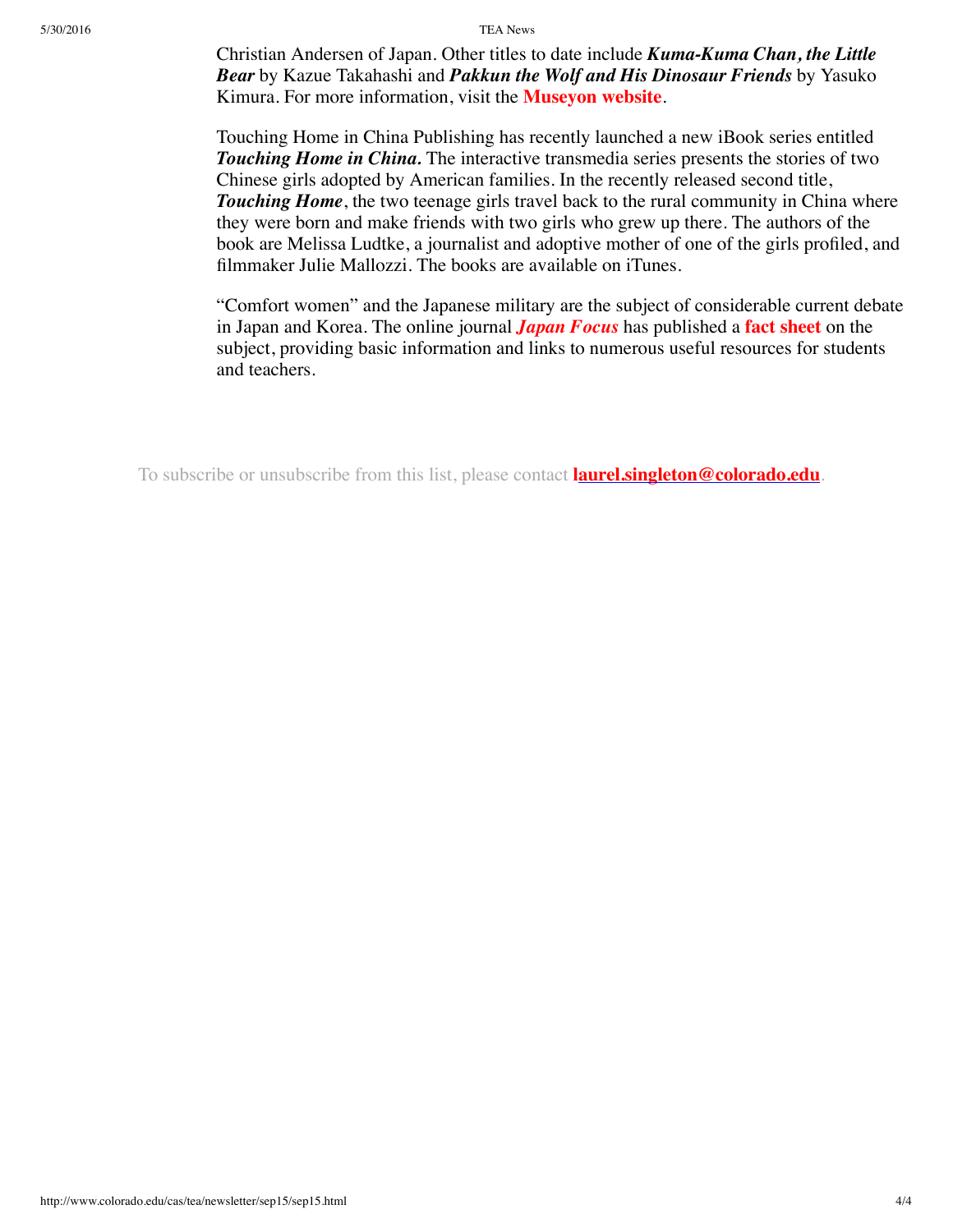Christian Andersen of Japan. Other titles to date include ***Kuma-Kuma Chan, the Little Bear*** by Kazue Takahashi and ***Pakkun the Wolf and His Dinosaur Friends*** by Yasuko Kimura. For more information, visit the **Museyon website**.

Touching Home in China Publishing has recently launched a new iBook series entitled ***Touching Home in China.*** The interactive transmedia series presents the stories of two Chinese girls adopted by American families. In the recently released second title, ***Touching Home***, the two teenage girls travel back to the rural community in China where they were born and make friends with two girls who grew up there. The authors of the book are Melissa Ludtke, a journalist and adoptive mother of one of the girls profiled, and filmmaker Julie Mallozzi. The books are available on iTunes.

"Comfort women" and the Japanese military are the subject of considerable current debate in Japan and Korea. The online journal ***Japan Focus*** has published a **fact sheet** on the subject, providing basic information and links to numerous useful resources for students and teachers.

To subscribe or unsubscribe from this list, please contact **laurel.singleton@colorado.edu**.